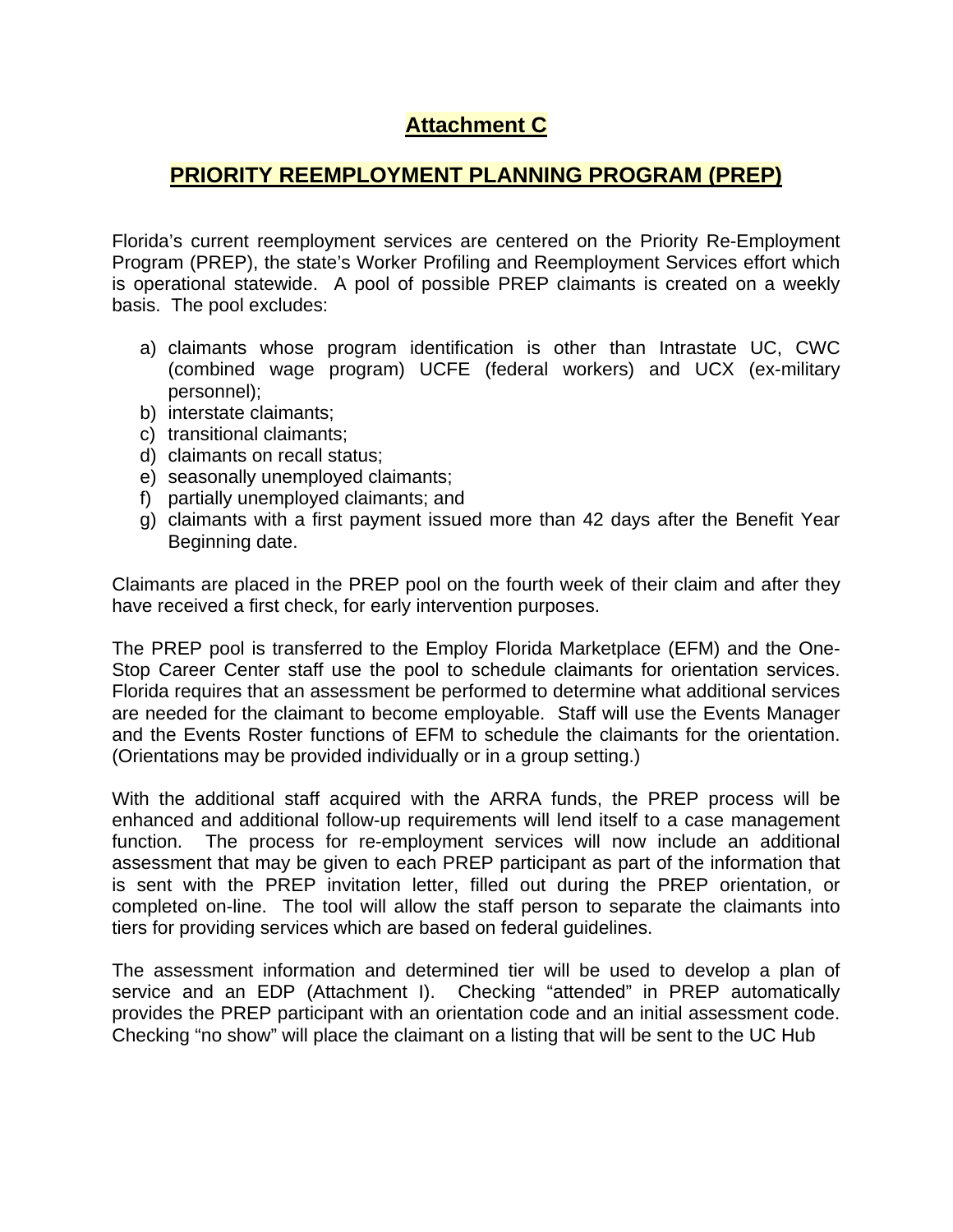# Attachment C

## PRIORITY REEMPLOYMENT PLANNING PROGRAM (PREP)

Florida's current reemployment services are centered on the Priority Re-Employment Program (PREP), the state's Worker Profiling and Reemployment Services effort which is operational statewide. A pool of possible PREP claimants is created on a weekly basis. The pool excludes:

a) claimants whose program identification is other than Intrastate UC, CWC (combined wage program) UCFE (federal workers) and UCX (ex-military personnel);
b) interstate claimants;
c) transitional claimants;
d) claimants on recall status;
e) seasonally unemployed claimants;
f) partially unemployed claimants; and
g) claimants with a first payment issued more than 42 days after the Benefit Year Beginning date.

Claimants are placed in the PREP pool on the fourth week of their claim and after they have received a first check, for early intervention purposes.

The PREP pool is transferred to the Employ Florida Marketplace (EFM) and the One-Stop Career Center staff use the pool to schedule claimants for orientation services. Florida requires that an assessment be performed to determine what additional services are needed for the claimant to become employable. Staff will use the Events Manager and the Events Roster functions of EFM to schedule the claimants for the orientation. (Orientations may be provided individually or in a group setting.)

With the additional staff acquired with the ARRA funds, the PREP process will be enhanced and additional follow-up requirements will lend itself to a case management function. The process for re-employment services will now include an additional assessment that may be given to each PREP participant as part of the information that is sent with the PREP invitation letter, filled out during the PREP orientation, or completed on-line. The tool will allow the staff person to separate the claimants into tiers for providing services which are based on federal guidelines.

The assessment information and determined tier will be used to develop a plan of service and an EDP (Attachment I). Checking "attended" in PREP automatically provides the PREP participant with an orientation code and an initial assessment code. Checking "no show" will place the claimant on a listing that will be sent to the UC Hub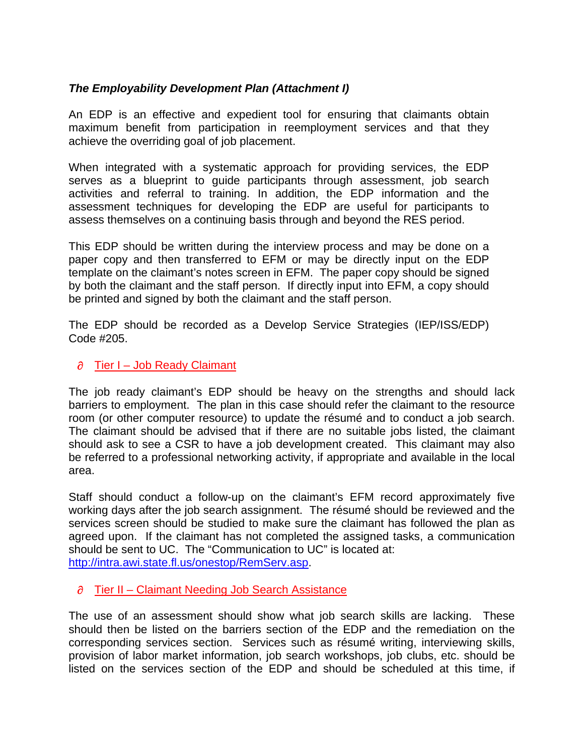### *The Employability Development Plan (Attachment I)*

An EDP is an effective and expedient tool for ensuring that claimants obtain maximum benefit from participation in reemployment services and that they achieve the overriding goal of job placement.

When integrated with a systematic approach for providing services, the EDP serves as a blueprint to guide participants through assessment, job search activities and referral to training. In addition, the EDP information and the assessment techniques for developing the EDP are useful for participants to assess themselves on a continuing basis through and beyond the RES period.

This EDP should be written during the interview process and may be done on a paper copy and then transferred to EFM or may be directly input on the EDP template on the claimant's notes screen in EFM. The paper copy should be signed by both the claimant and the staff person. If directly input into EFM, a copy should be printed and signed by both the claimant and the staff person.

The EDP should be recorded as a Develop Service Strategies (IEP/ISS/EDP) Code #205.

- Tier I – Job Ready Claimant

The job ready claimant's EDP should be heavy on the strengths and should lack barriers to employment. The plan in this case should refer the claimant to the resource room (or other computer resource) to update the résumé and to conduct a job search. The claimant should be advised that if there are no suitable jobs listed, the claimant should ask to see a CSR to have a job development created. This claimant may also be referred to a professional networking activity, if appropriate and available in the local area.

Staff should conduct a follow-up on the claimant's EFM record approximately five working days after the job search assignment. The résumé should be reviewed and the services screen should be studied to make sure the claimant has followed the plan as agreed upon. If the claimant has not completed the assigned tasks, a communication should be sent to UC. The "Communication to UC" is located at: http://intra.awi.state.fl.us/onestop/RemServ.asp.

- Tier II – Claimant Needing Job Search Assistance

The use of an assessment should show what job search skills are lacking. These should then be listed on the barriers section of the EDP and the remediation on the corresponding services section. Services such as résumé writing, interviewing skills, provision of labor market information, job search workshops, job clubs, etc. should be listed on the services section of the EDP and should be scheduled at this time, if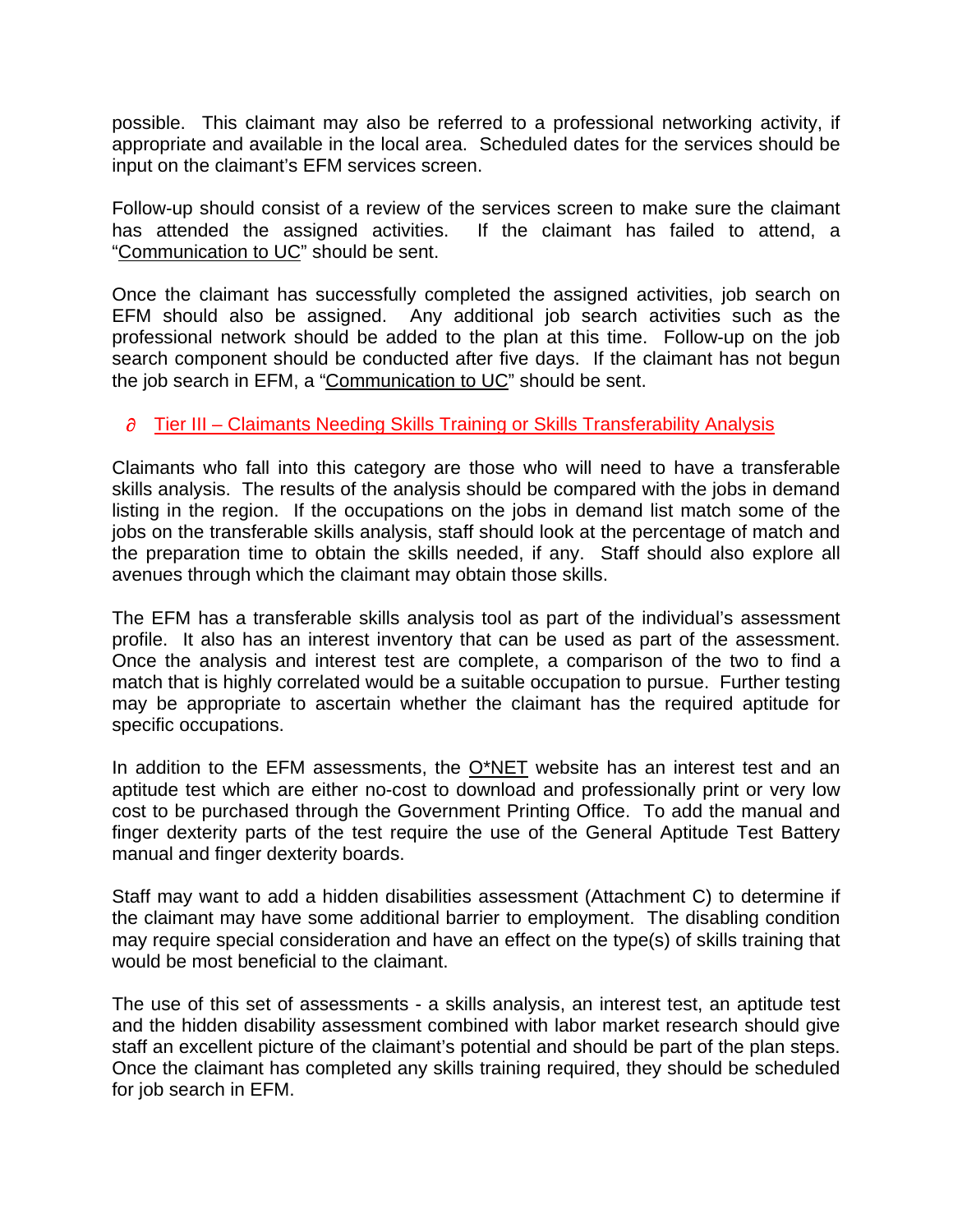possible. This claimant may also be referred to a professional networking activity, if appropriate and available in the local area. Scheduled dates for the services should be input on the claimant's EFM services screen.

Follow-up should consist of a review of the services screen to make sure the claimant has attended the assigned activities. If the claimant has failed to attend, a "Communication to UC" should be sent.

Once the claimant has successfully completed the assigned activities, job search on EFM should also be assigned. Any additional job search activities such as the professional network should be added to the plan at this time. Follow-up on the job search component should be conducted after five days. If the claimant has not begun the job search in EFM, a "Communication to UC" should be sent.

- Tier III – Claimants Needing Skills Training or Skills Transferability Analysis

Claimants who fall into this category are those who will need to have a transferable skills analysis. The results of the analysis should be compared with the jobs in demand listing in the region. If the occupations on the jobs in demand list match some of the jobs on the transferable skills analysis, staff should look at the percentage of match and the preparation time to obtain the skills needed, if any. Staff should also explore all avenues through which the claimant may obtain those skills.

The EFM has a transferable skills analysis tool as part of the individual's assessment profile. It also has an interest inventory that can be used as part of the assessment. Once the analysis and interest test are complete, a comparison of the two to find a match that is highly correlated would be a suitable occupation to pursue. Further testing may be appropriate to ascertain whether the claimant has the required aptitude for specific occupations.

In addition to the EFM assessments, the O*NET website has an interest test and an aptitude test which are either no-cost to download and professionally print or very low cost to be purchased through the Government Printing Office. To add the manual and finger dexterity parts of the test require the use of the General Aptitude Test Battery manual and finger dexterity boards.

Staff may want to add a hidden disabilities assessment (Attachment C) to determine if the claimant may have some additional barrier to employment. The disabling condition may require special consideration and have an effect on the type(s) of skills training that would be most beneficial to the claimant.

The use of this set of assessments - a skills analysis, an interest test, an aptitude test and the hidden disability assessment combined with labor market research should give staff an excellent picture of the claimant's potential and should be part of the plan steps. Once the claimant has completed any skills training required, they should be scheduled for job search in EFM.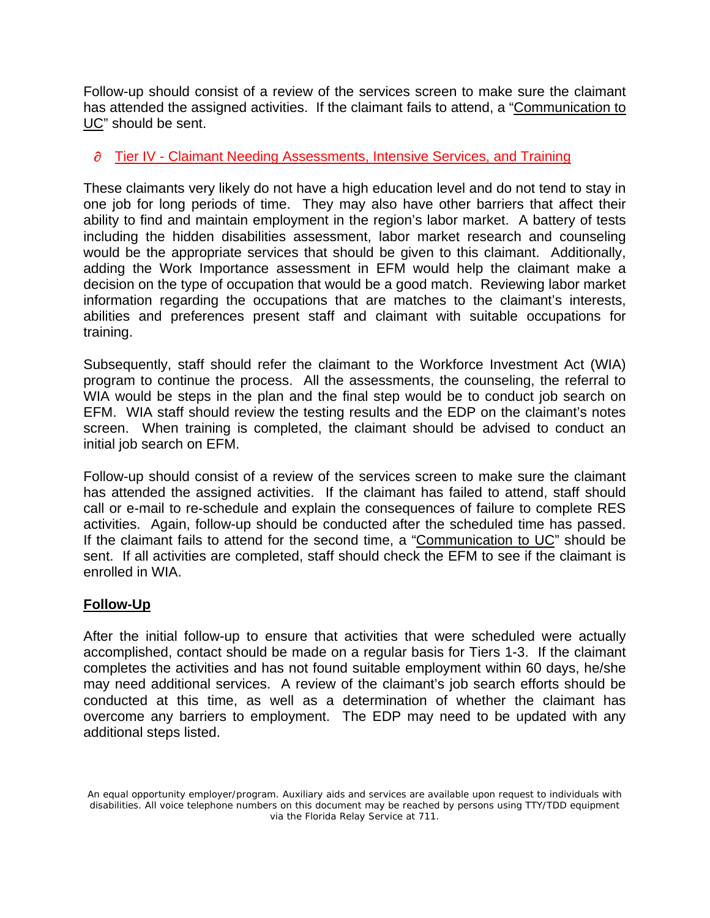Follow-up should consist of a review of the services screen to make sure the claimant has attended the assigned activities. If the claimant fails to attend, a "Communication to UC" should be sent.

- Tier IV - Claimant Needing Assessments, Intensive Services, and Training

These claimants very likely do not have a high education level and do not tend to stay in one job for long periods of time. They may also have other barriers that affect their ability to find and maintain employment in the region's labor market. A battery of tests including the hidden disabilities assessment, labor market research and counseling would be the appropriate services that should be given to this claimant. Additionally, adding the Work Importance assessment in EFM would help the claimant make a decision on the type of occupation that would be a good match. Reviewing labor market information regarding the occupations that are matches to the claimant's interests, abilities and preferences present staff and claimant with suitable occupations for training.

Subsequently, staff should refer the claimant to the Workforce Investment Act (WIA) program to continue the process. All the assessments, the counseling, the referral to WIA would be steps in the plan and the final step would be to conduct job search on EFM. WIA staff should review the testing results and the EDP on the claimant's notes screen. When training is completed, the claimant should be advised to conduct an initial job search on EFM.

Follow-up should consist of a review of the services screen to make sure the claimant has attended the assigned activities. If the claimant has failed to attend, staff should call or e-mail to re-schedule and explain the consequences of failure to complete RES activities. Again, follow-up should be conducted after the scheduled time has passed. If the claimant fails to attend for the second time, a "Communication to UC" should be sent. If all activities are completed, staff should check the EFM to see if the claimant is enrolled in WIA.

## Follow-Up

After the initial follow-up to ensure that activities that were scheduled were actually accomplished, contact should be made on a regular basis for Tiers 1-3. If the claimant completes the activities and has not found suitable employment within 60 days, he/she may need additional services. A review of the claimant's job search efforts should be conducted at this time, as well as a determination of whether the claimant has overcome any barriers to employment. The EDP may need to be updated with any additional steps listed.